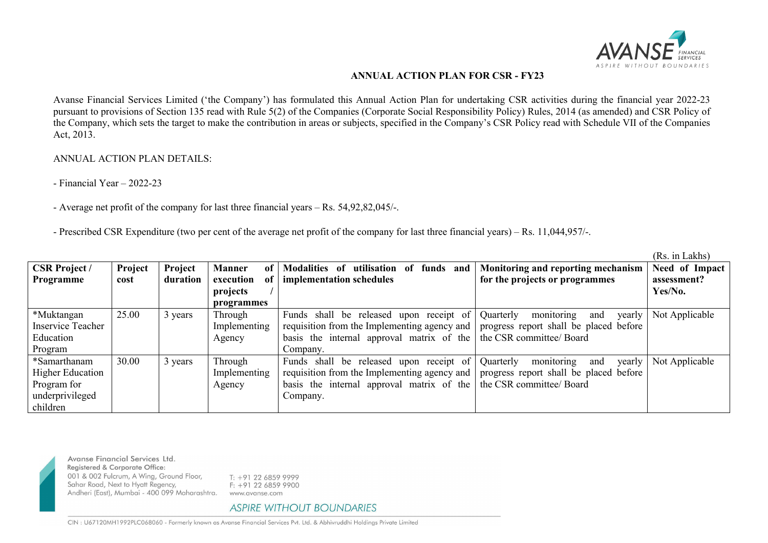## ANNUAL ACTION PLAN FOR CSR - FY23

Avanse Financial Services Limited ('the Company') has formulated this Annual Action Plan for undertaking CSR activities during the financial year 2022-23 pursuant to provisions of Section 135 read with Rule 5(2) of the Companies (Corporate Social Responsibility Policy) Rules, 2014 (as amended) and CSR Policy of the Company, which sets the target to make the contribution in areas or subjects, specified in the Company's CSR Policy read with Schedule VII of the Companies Act, 2013.

ANNUAL ACTION PLAN DETAILS:

- Financial Year – 2022-23

- Average net profit of the company for last three financial years – Rs. 54,92,82,045/-.

- Prescribed CSR Expenditure (two per cent of the average net profit of the company for last three financial years) – Rs. 11,044,957/-.

(Rs. in Lakhs)

| CSR Project / Programme | Project cost | Project duration | Manner of execution of projects / programmes | Modalities of utilisation of funds and implementation schedules | Monitoring and reporting mechanism for the projects or programmes | Need of Impact assessment? Yes/No. |
|---|---|---|---|---|---|---|
| *Muktangan Inservice Teacher Education Program | 25.00 | 3 years | Through Implementing Agency | Funds shall be released upon receipt of requisition from the Implementing agency and basis the internal approval matrix of the Company. | Quarterly monitoring and yearly progress report shall be placed before the CSR committee/ Board | Not Applicable |
| *Samarthanam Higher Education Program for underprivileged children | 30.00 | 3 years | Through Implementing Agency | Funds shall be released upon receipt of requisition from the Implementing agency and basis the internal approval matrix of the Company. | Quarterly monitoring and yearly progress report shall be placed before the CSR committee/ Board | Not Applicable |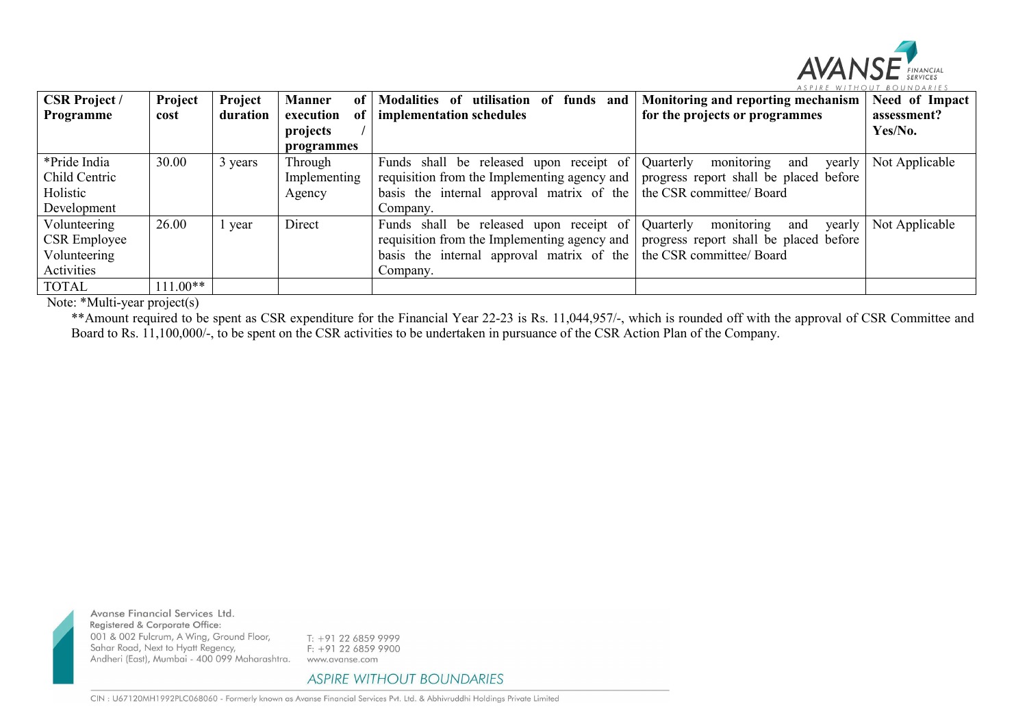| **CSR Project / Programme** | **Project cost** | **Project duration** | **Manner of execution of projects / programmes** | **Modalities of utilisation of funds and implementation schedules** | **Monitoring and reporting mechanism for the projects or programmes** | **Need of Impact assessment? Yes/No.** |
|---|---|---|---|---|---|---|
| *Pride India Child Centric Holistic Development | 30.00 | 3 years | Through Implementing Agency | Funds shall be released upon receipt of requisition from the Implementing agency and basis the internal approval matrix of the Company. | Quarterly monitoring and yearly progress report shall be placed before the CSR committee/ Board | Not Applicable |
| Volunteering CSR Employee Volunteering Activities | 26.00 | 1 year | Direct | Funds shall be released upon receipt of requisition from the Implementing agency and basis the internal approval matrix of the Company. | Quarterly monitoring and yearly progress report shall be placed before the CSR committee/ Board | Not Applicable |
| TOTAL | 111.00** | | | | | |

Note: *Multi-year project(s)

**Amount required to be spent as CSR expenditure for the Financial Year 22-23 is Rs. 11,044,957/-, which is rounded off with the approval of CSR Committee and Board to Rs. 11,100,000/-, to be spent on the CSR activities to be undertaken in pursuance of the CSR Action Plan of the Company.